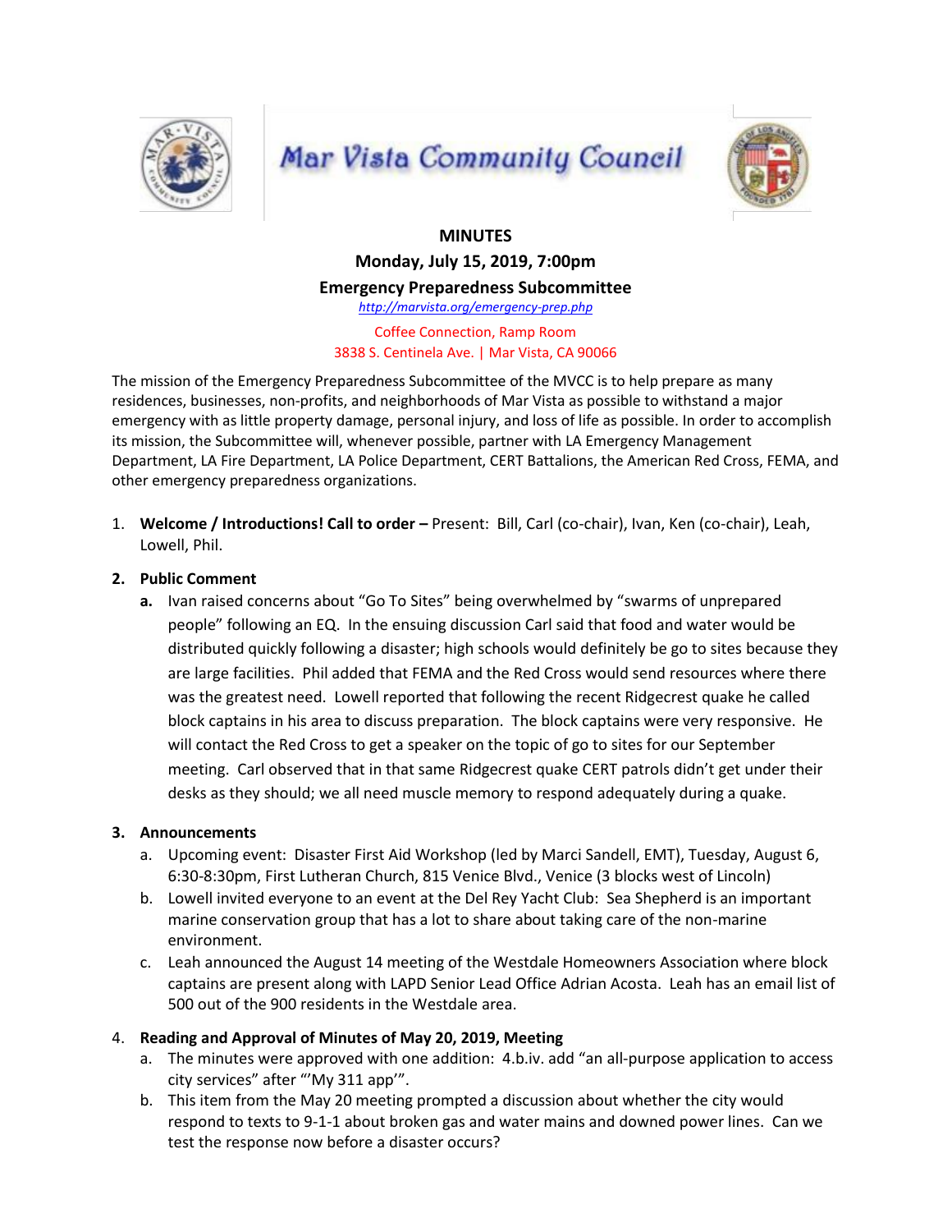# Mar Vista Community Council

**MINUTES**

**Monday, July 15, 2019, 7:00pm**

**Emergency Preparedness Subcommittee**

http://marvista.org/emergency-prep.php

Coffee Connection, Ramp Room
3838 S. Centinela Ave. | Mar Vista, CA 90066

The mission of the Emergency Preparedness Subcommittee of the MVCC is to help prepare as many residences, businesses, non-profits, and neighborhoods of Mar Vista as possible to withstand a major emergency with as little property damage, personal injury, and loss of life as possible. In order to accomplish its mission, the Subcommittee will, whenever possible, partner with LA Emergency Management Department, LA Fire Department, LA Police Department, CERT Battalions, the American Red Cross, FEMA, and other emergency preparedness organizations.

1. **Welcome / Introductions! Call to order –** Present: Bill, Carl (co-chair), Ivan, Ken (co-chair), Leah, Lowell, Phil.

2. **Public Comment**
   a. Ivan raised concerns about "Go To Sites" being overwhelmed by "swarms of unprepared people" following an EQ. In the ensuing discussion Carl said that food and water would be distributed quickly following a disaster; high schools would definitely be go to sites because they are large facilities. Phil added that FEMA and the Red Cross would send resources where there was the greatest need. Lowell reported that following the recent Ridgecrest quake he called block captains in his area to discuss preparation. The block captains were very responsive. He will contact the Red Cross to get a speaker on the topic of go to sites for our September meeting. Carl observed that in that same Ridgecrest quake CERT patrols didn't get under their desks as they should; we all need muscle memory to respond adequately during a quake.

3. **Announcements**
   a. Upcoming event: Disaster First Aid Workshop (led by Marci Sandell, EMT), Tuesday, August 6, 6:30-8:30pm, First Lutheran Church, 815 Venice Blvd., Venice (3 blocks west of Lincoln)
   b. Lowell invited everyone to an event at the Del Rey Yacht Club: Sea Shepherd is an important marine conservation group that has a lot to share about taking care of the non-marine environment.
   c. Leah announced the August 14 meeting of the Westdale Homeowners Association where block captains are present along with LAPD Senior Lead Office Adrian Acosta. Leah has an email list of 500 out of the 900 residents in the Westdale area.

4. **Reading and Approval of Minutes of May 20, 2019, Meeting**
   a. The minutes were approved with one addition: 4.b.iv. add "an all-purpose application to access city services" after "'My 311 app'".
   b. This item from the May 20 meeting prompted a discussion about whether the city would respond to texts to 9-1-1 about broken gas and water mains and downed power lines. Can we test the response now before a disaster occurs?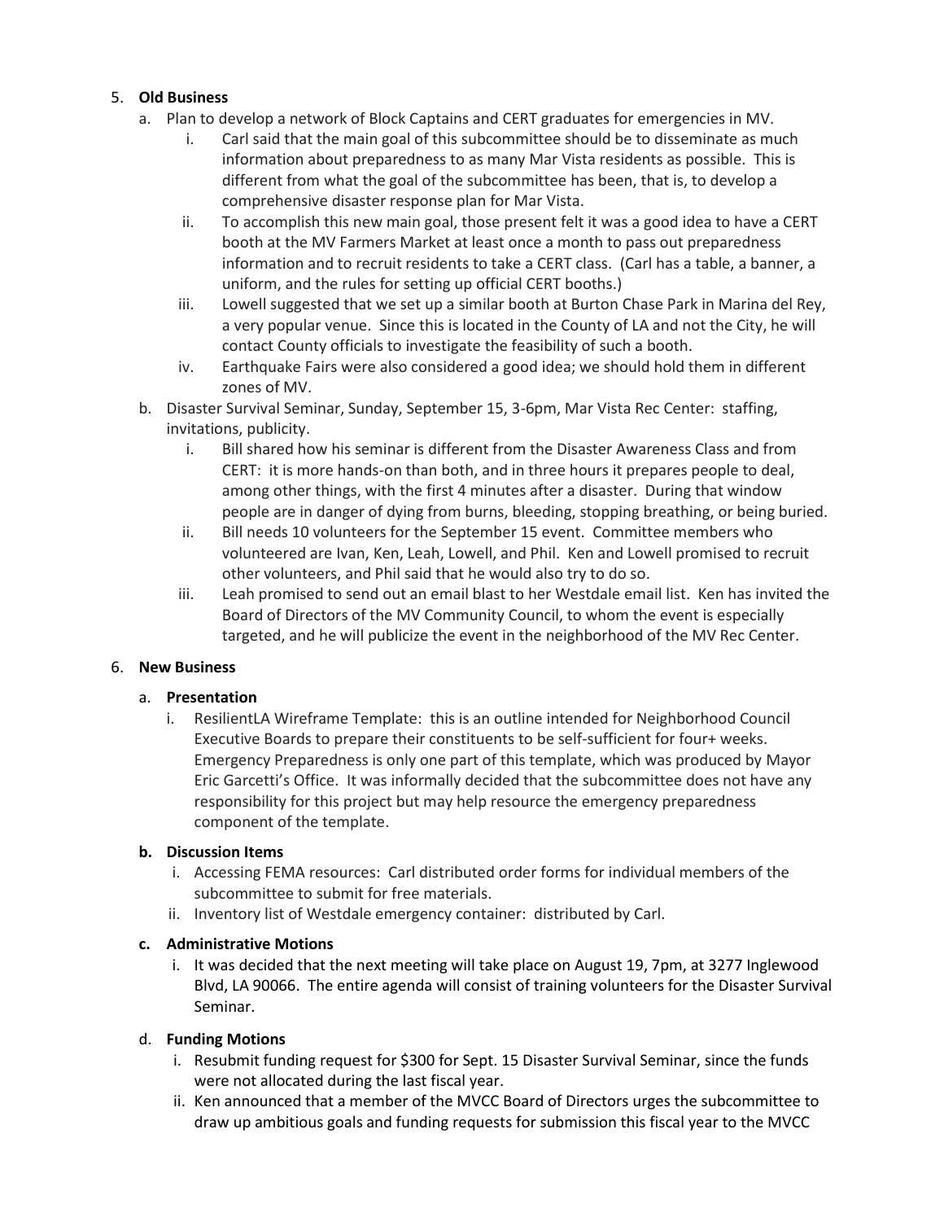5. **Old Business**
   a. Plan to develop a network of Block Captains and CERT graduates for emergencies in MV.
      i. Carl said that the main goal of this subcommittee should be to disseminate as much information about preparedness to as many Mar Vista residents as possible. This is different from what the goal of the subcommittee has been, that is, to develop a comprehensive disaster response plan for Mar Vista.
      ii. To accomplish this new main goal, those present felt it was a good idea to have a CERT booth at the MV Farmers Market at least once a month to pass out preparedness information and to recruit residents to take a CERT class. (Carl has a table, a banner, a uniform, and the rules for setting up official CERT booths.)
      iii. Lowell suggested that we set up a similar booth at Burton Chase Park in Marina del Rey, a very popular venue. Since this is located in the County of LA and not the City, he will contact County officials to investigate the feasibility of such a booth.
      iv. Earthquake Fairs were also considered a good idea; we should hold them in different zones of MV.
   b. Disaster Survival Seminar, Sunday, September 15, 3-6pm, Mar Vista Rec Center: staffing, invitations, publicity.
      i. Bill shared how his seminar is different from the Disaster Awareness Class and from CERT: it is more hands-on than both, and in three hours it prepares people to deal, among other things, with the first 4 minutes after a disaster. During that window people are in danger of dying from burns, bleeding, stopping breathing, or being buried.
      ii. Bill needs 10 volunteers for the September 15 event. Committee members who volunteered are Ivan, Ken, Leah, Lowell, and Phil. Ken and Lowell promised to recruit other volunteers, and Phil said that he would also try to do so.
      iii. Leah promised to send out an email blast to her Westdale email list. Ken has invited the Board of Directors of the MV Community Council, to whom the event is especially targeted, and he will publicize the event in the neighborhood of the MV Rec Center.

6. **New Business**

   a. **Presentation**
      i. ResilientLA Wireframe Template: this is an outline intended for Neighborhood Council Executive Boards to prepare their constituents to be self-sufficient for four+ weeks. Emergency Preparedness is only one part of this template, which was produced by Mayor Eric Garcetti's Office. It was informally decided that the subcommittee does not have any responsibility for this project but may help resource the emergency preparedness component of the template.

   **b. Discussion Items**
      i. Accessing FEMA resources: Carl distributed order forms for individual members of the subcommittee to submit for free materials.
      ii. Inventory list of Westdale emergency container: distributed by Carl.

   **c. Administrative Motions**
      i. It was decided that the next meeting will take place on August 19, 7pm, at 3277 Inglewood Blvd, LA 90066. The entire agenda will consist of training volunteers for the Disaster Survival Seminar.

   d. **Funding Motions**
      i. Resubmit funding request for $300 for Sept. 15 Disaster Survival Seminar, since the funds were not allocated during the last fiscal year.
      ii. Ken announced that a member of the MVCC Board of Directors urges the subcommittee to draw up ambitious goals and funding requests for submission this fiscal year to the MVCC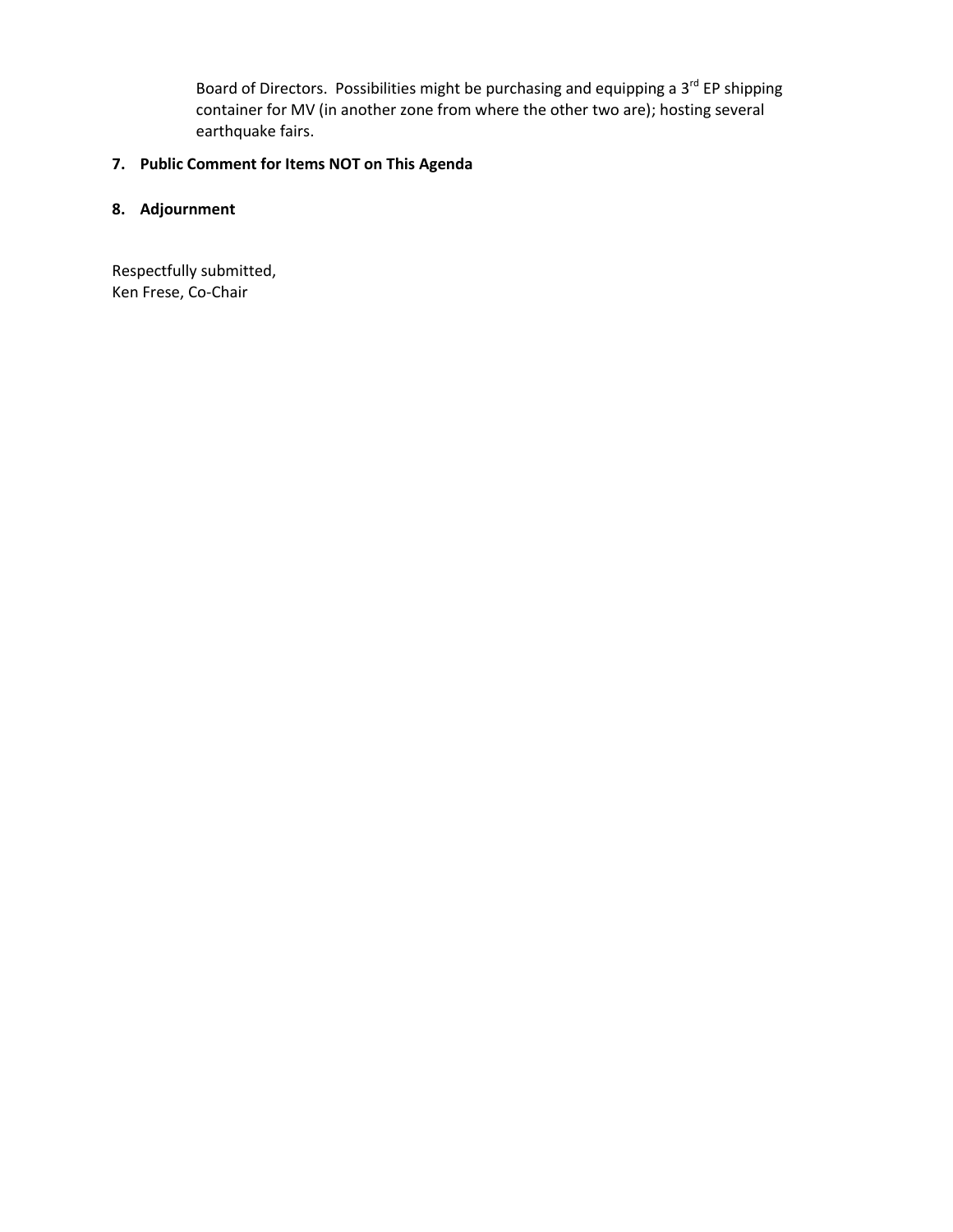Board of Directors. Possibilities might be purchasing and equipping a 3rd EP shipping container for MV (in another zone from where the other two are); hosting several earthquake fairs.

**7. Public Comment for Items NOT on This Agenda**

**8. Adjournment**

Respectfully submitted,
Ken Frese, Co-Chair